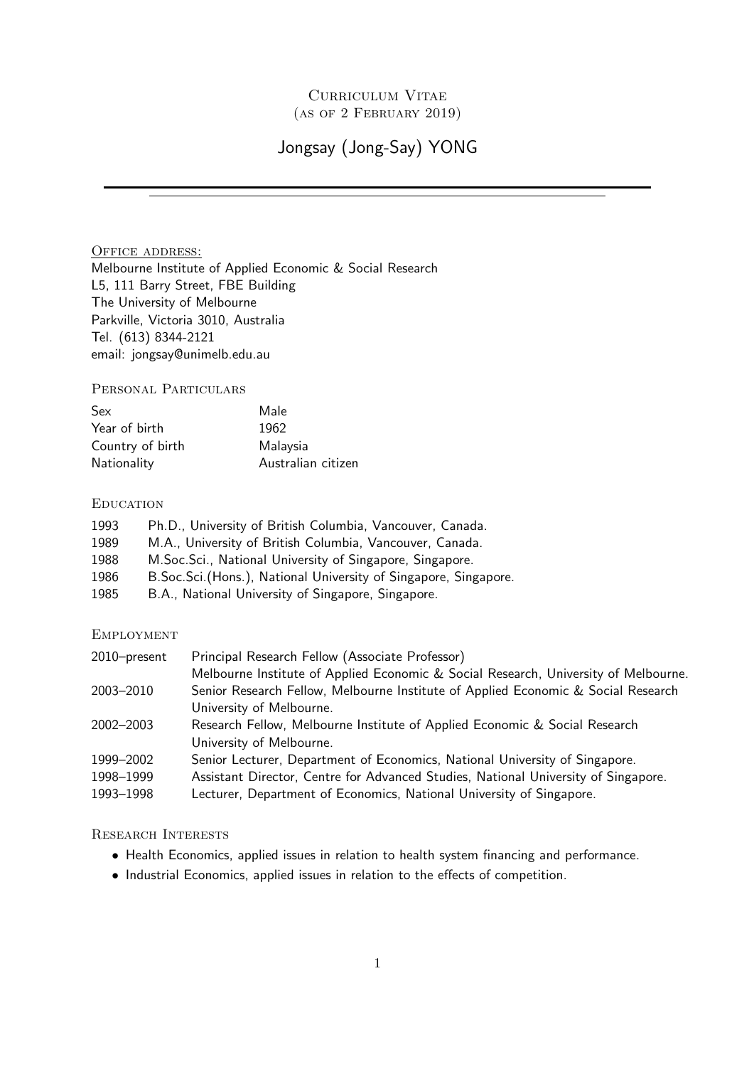# Curriculum Vitae
(as of 2 February 2019)

## Jongsay (Jong-Say) YONG

---

### Office address:

Melbourne Institute of Applied Economic & Social Research
L5, 111 Barry Street, FBE Building
The University of Melbourne
Parkville, Victoria 3010, Australia
Tel. (613) 8344-2121
email: jongsay@unimelb.edu.au

### Personal Particulars

| | |
|---|---|
| Sex | Male |
| Year of birth | 1962 |
| Country of birth | Malaysia |
| Nationality | Australian citizen |

### Education

| | |
|---|---|
| 1993 | Ph.D., University of British Columbia, Vancouver, Canada. |
| 1989 | M.A., University of British Columbia, Vancouver, Canada. |
| 1988 | M.Soc.Sci., National University of Singapore, Singapore. |
| 1986 | B.Soc.Sci.(Hons.), National University of Singapore, Singapore. |
| 1985 | B.A., National University of Singapore, Singapore. |

### Employment

| | |
|---|---|
| 2010–present | Principal Research Fellow (Associate Professor) Melbourne Institute of Applied Economic & Social Research, University of Melbourne. |
| 2003–2010 | Senior Research Fellow, Melbourne Institute of Applied Economic & Social Research University of Melbourne. |
| 2002–2003 | Research Fellow, Melbourne Institute of Applied Economic & Social Research University of Melbourne. |
| 1999–2002 | Senior Lecturer, Department of Economics, National University of Singapore. |
| 1998–1999 | Assistant Director, Centre for Advanced Studies, National University of Singapore. |
| 1993–1998 | Lecturer, Department of Economics, National University of Singapore. |

### Research Interests

- Health Economics, applied issues in relation to health system financing and performance.
- Industrial Economics, applied issues in relation to the effects of competition.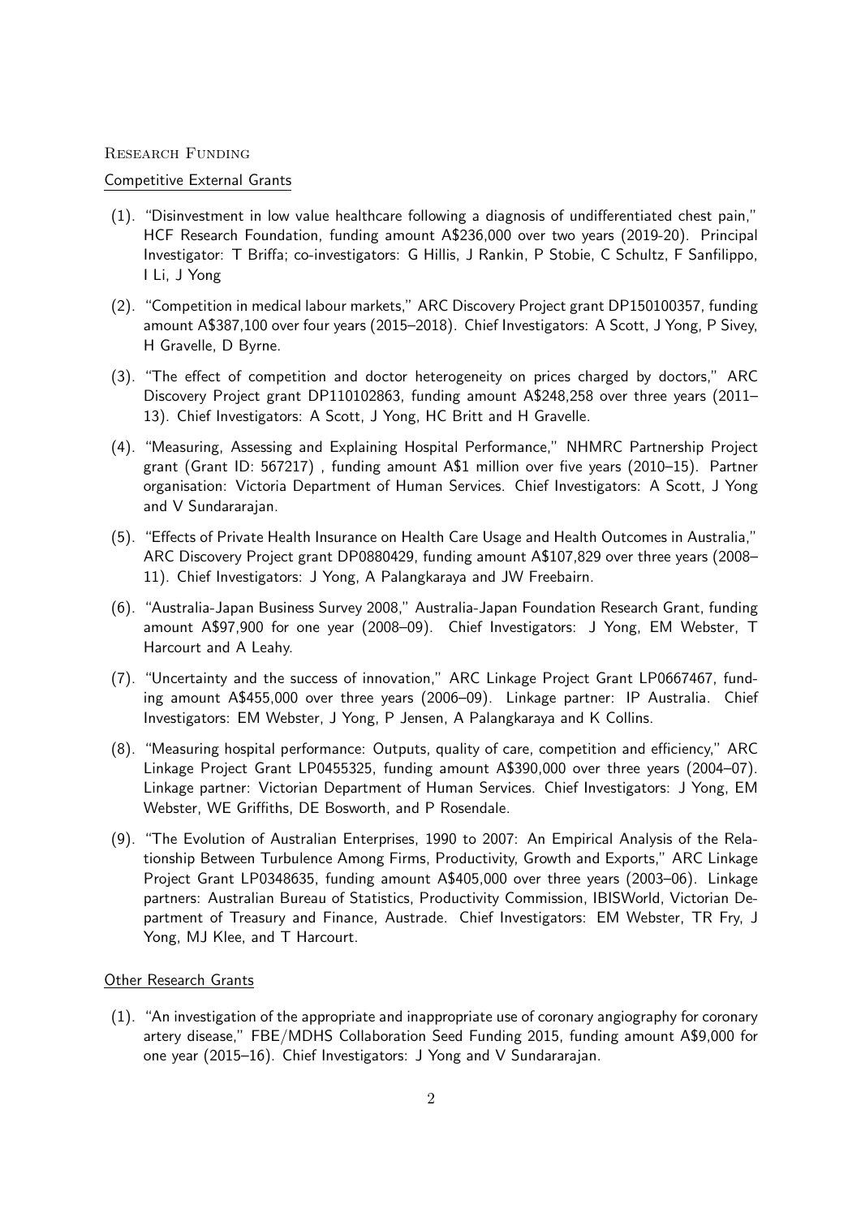## Research Funding

### Competitive External Grants

(1). "Disinvestment in low value healthcare following a diagnosis of undifferentiated chest pain," HCF Research Foundation, funding amount A$236,000 over two years (2019-20). Principal Investigator: T Briffa; co-investigators: G Hillis, J Rankin, P Stobie, C Schultz, F Sanfilippo, I Li, J Yong

(2). "Competition in medical labour markets," ARC Discovery Project grant DP150100357, funding amount A$387,100 over four years (2015–2018). Chief Investigators: A Scott, J Yong, P Sivey, H Gravelle, D Byrne.

(3). "The effect of competition and doctor heterogeneity on prices charged by doctors," ARC Discovery Project grant DP110102863, funding amount A$248,258 over three years (2011–13). Chief Investigators: A Scott, J Yong, HC Britt and H Gravelle.

(4). "Measuring, Assessing and Explaining Hospital Performance," NHMRC Partnership Project grant (Grant ID: 567217) , funding amount A$1 million over five years (2010–15). Partner organisation: Victoria Department of Human Services. Chief Investigators: A Scott, J Yong and V Sundararajan.

(5). "Effects of Private Health Insurance on Health Care Usage and Health Outcomes in Australia," ARC Discovery Project grant DP0880429, funding amount A$107,829 over three years (2008–11). Chief Investigators: J Yong, A Palangkaraya and JW Freebairn.

(6). "Australia-Japan Business Survey 2008," Australia-Japan Foundation Research Grant, funding amount A$97,900 for one year (2008–09). Chief Investigators: J Yong, EM Webster, T Harcourt and A Leahy.

(7). "Uncertainty and the success of innovation," ARC Linkage Project Grant LP0667467, funding amount A$455,000 over three years (2006–09). Linkage partner: IP Australia. Chief Investigators: EM Webster, J Yong, P Jensen, A Palangkaraya and K Collins.

(8). "Measuring hospital performance: Outputs, quality of care, competition and efficiency," ARC Linkage Project Grant LP0455325, funding amount A$390,000 over three years (2004–07). Linkage partner: Victorian Department of Human Services. Chief Investigators: J Yong, EM Webster, WE Griffiths, DE Bosworth, and P Rosendale.

(9). "The Evolution of Australian Enterprises, 1990 to 2007: An Empirical Analysis of the Relationship Between Turbulence Among Firms, Productivity, Growth and Exports," ARC Linkage Project Grant LP0348635, funding amount A$405,000 over three years (2003–06). Linkage partners: Australian Bureau of Statistics, Productivity Commission, IBISWorld, Victorian Department of Treasury and Finance, Austrade. Chief Investigators: EM Webster, TR Fry, J Yong, MJ Klee, and T Harcourt.

### Other Research Grants

(1). "An investigation of the appropriate and inappropriate use of coronary angiography for coronary artery disease," FBE/MDHS Collaboration Seed Funding 2015, funding amount A$9,000 for one year (2015–16). Chief Investigators: J Yong and V Sundararajan.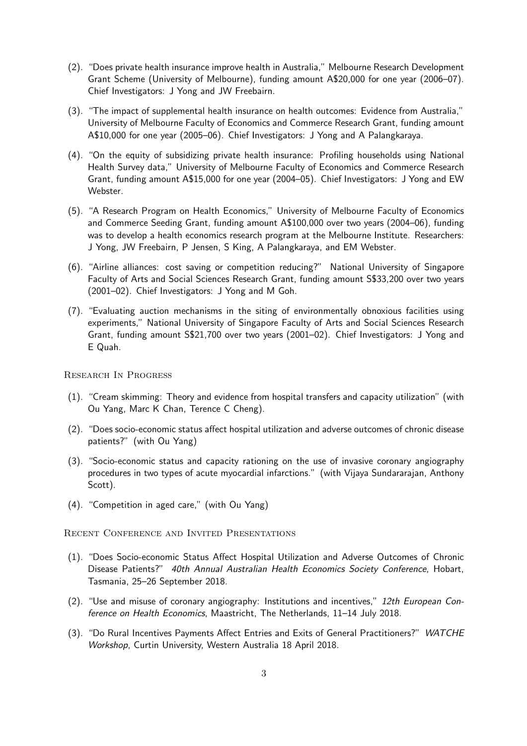(2). "Does private health insurance improve health in Australia," Melbourne Research Development Grant Scheme (University of Melbourne), funding amount A$20,000 for one year (2006–07). Chief Investigators: J Yong and JW Freebairn.

(3). "The impact of supplemental health insurance on health outcomes: Evidence from Australia," University of Melbourne Faculty of Economics and Commerce Research Grant, funding amount A$10,000 for one year (2005–06). Chief Investigators: J Yong and A Palangkaraya.

(4). "On the equity of subsidizing private health insurance: Profiling households using National Health Survey data," University of Melbourne Faculty of Economics and Commerce Research Grant, funding amount A$15,000 for one year (2004–05). Chief Investigators: J Yong and EW Webster.

(5). "A Research Program on Health Economics," University of Melbourne Faculty of Economics and Commerce Seeding Grant, funding amount A$100,000 over two years (2004–06), funding was to develop a health economics research program at the Melbourne Institute. Researchers: J Yong, JW Freebairn, P Jensen, S King, A Palangkaraya, and EM Webster.

(6). "Airline alliances: cost saving or competition reducing?" National University of Singapore Faculty of Arts and Social Sciences Research Grant, funding amount S$33,200 over two years (2001–02). Chief Investigators: J Yong and M Goh.

(7). "Evaluating auction mechanisms in the siting of environmentally obnoxious facilities using experiments," National University of Singapore Faculty of Arts and Social Sciences Research Grant, funding amount S$21,700 over two years (2001–02). Chief Investigators: J Yong and E Quah.

## Research In Progress

(1). "Cream skimming: Theory and evidence from hospital transfers and capacity utilization" (with Ou Yang, Marc K Chan, Terence C Cheng).

(2). "Does socio-economic status affect hospital utilization and adverse outcomes of chronic disease patients?" (with Ou Yang)

(3). "Socio-economic status and capacity rationing on the use of invasive coronary angiography procedures in two types of acute myocardial infarctions." (with Vijaya Sundararajan, Anthony Scott).

(4). "Competition in aged care," (with Ou Yang)

## Recent Conference and Invited Presentations

(1). "Does Socio-economic Status Affect Hospital Utilization and Adverse Outcomes of Chronic Disease Patients?" *40th Annual Australian Health Economics Society Conference*, Hobart, Tasmania, 25–26 September 2018.

(2). "Use and misuse of coronary angiography: Institutions and incentives," *12th European Conference on Health Economics*, Maastricht, The Netherlands, 11–14 July 2018.

(3). "Do Rural Incentives Payments Affect Entries and Exits of General Practitioners?" *WATCHE Workshop*, Curtin University, Western Australia 18 April 2018.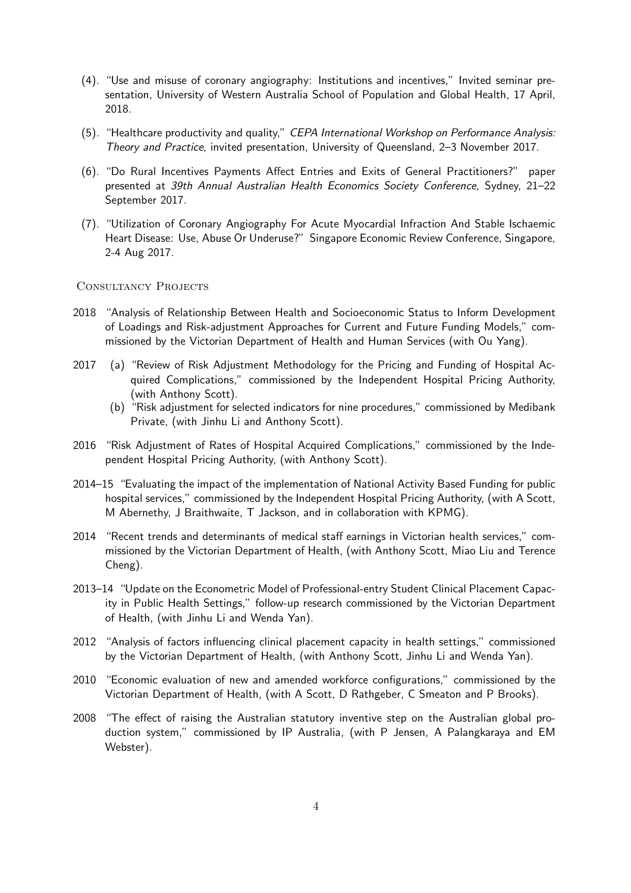(4). "Use and misuse of coronary angiography: Institutions and incentives," Invited seminar presentation, University of Western Australia School of Population and Global Health, 17 April, 2018.

(5). "Healthcare productivity and quality," *CEPA International Workshop on Performance Analysis: Theory and Practice*, invited presentation, University of Queensland, 2–3 November 2017.

(6). "Do Rural Incentives Payments Affect Entries and Exits of General Practitioners?" paper presented at *39th Annual Australian Health Economics Society Conference*, Sydney, 21–22 September 2017.

(7). "Utilization of Coronary Angiography For Acute Myocardial Infraction And Stable Ischaemic Heart Disease: Use, Abuse Or Underuse?" Singapore Economic Review Conference, Singapore, 2-4 Aug 2017.

### Consultancy Projects

2018 "Analysis of Relationship Between Health and Socioeconomic Status to Inform Development of Loadings and Risk-adjustment Approaches for Current and Future Funding Models," commissioned by the Victorian Department of Health and Human Services (with Ou Yang).

2017 (a) "Review of Risk Adjustment Methodology for the Pricing and Funding of Hospital Acquired Complications," commissioned by the Independent Hospital Pricing Authority, (with Anthony Scott).
(b) "Risk adjustment for selected indicators for nine procedures," commissioned by Medibank Private, (with Jinhu Li and Anthony Scott).

2016 "Risk Adjustment of Rates of Hospital Acquired Complications," commissioned by the Independent Hospital Pricing Authority, (with Anthony Scott).

2014–15 "Evaluating the impact of the implementation of National Activity Based Funding for public hospital services," commissioned by the Independent Hospital Pricing Authority, (with A Scott, M Abernethy, J Braithwaite, T Jackson, and in collaboration with KPMG).

2014 "Recent trends and determinants of medical staff earnings in Victorian health services," commissioned by the Victorian Department of Health, (with Anthony Scott, Miao Liu and Terence Cheng).

2013–14 "Update on the Econometric Model of Professional-entry Student Clinical Placement Capacity in Public Health Settings," follow-up research commissioned by the Victorian Department of Health, (with Jinhu Li and Wenda Yan).

2012 "Analysis of factors influencing clinical placement capacity in health settings," commissioned by the Victorian Department of Health, (with Anthony Scott, Jinhu Li and Wenda Yan).

2010 "Economic evaluation of new and amended workforce configurations," commissioned by the Victorian Department of Health, (with A Scott, D Rathgeber, C Smeaton and P Brooks).

2008 "The effect of raising the Australian statutory inventive step on the Australian global production system," commissioned by IP Australia, (with P Jensen, A Palangkaraya and EM Webster).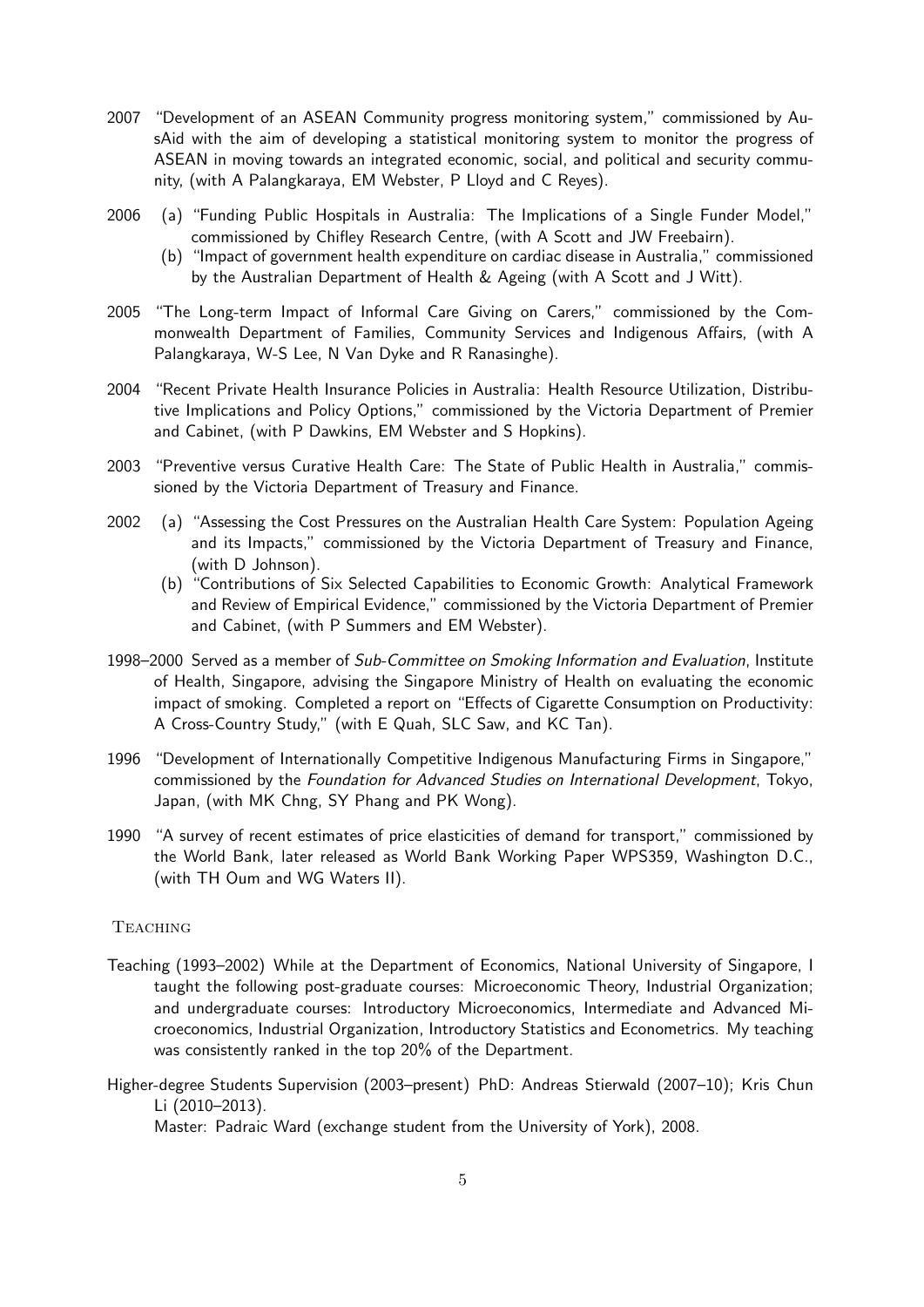2007 "Development of an ASEAN Community progress monitoring system," commissioned by AusAid with the aim of developing a statistical monitoring system to monitor the progress of ASEAN in moving towards an integrated economic, social, and political and security community, (with A Palangkaraya, EM Webster, P Lloyd and C Reyes).

2006 (a) "Funding Public Hospitals in Australia: The Implications of a Single Funder Model," commissioned by Chifley Research Centre, (with A Scott and JW Freebairn).

(b) "Impact of government health expenditure on cardiac disease in Australia," commissioned by the Australian Department of Health & Ageing (with A Scott and J Witt).

2005 "The Long-term Impact of Informal Care Giving on Carers," commissioned by the Commonwealth Department of Families, Community Services and Indigenous Affairs, (with A Palangkaraya, W-S Lee, N Van Dyke and R Ranasinghe).

2004 "Recent Private Health Insurance Policies in Australia: Health Resource Utilization, Distributive Implications and Policy Options," commissioned by the Victoria Department of Premier and Cabinet, (with P Dawkins, EM Webster and S Hopkins).

2003 "Preventive versus Curative Health Care: The State of Public Health in Australia," commissioned by the Victoria Department of Treasury and Finance.

2002 (a) "Assessing the Cost Pressures on the Australian Health Care System: Population Ageing and its Impacts," commissioned by the Victoria Department of Treasury and Finance, (with D Johnson).

(b) "Contributions of Six Selected Capabilities to Economic Growth: Analytical Framework and Review of Empirical Evidence," commissioned by the Victoria Department of Premier and Cabinet, (with P Summers and EM Webster).

1998–2000 Served as a member of *Sub-Committee on Smoking Information and Evaluation*, Institute of Health, Singapore, advising the Singapore Ministry of Health on evaluating the economic impact of smoking. Completed a report on "Effects of Cigarette Consumption on Productivity: A Cross-Country Study," (with E Quah, SLC Saw, and KC Tan).

1996 "Development of Internationally Competitive Indigenous Manufacturing Firms in Singapore," commissioned by the *Foundation for Advanced Studies on International Development*, Tokyo, Japan, (with MK Chng, SY Phang and PK Wong).

1990 "A survey of recent estimates of price elasticities of demand for transport," commissioned by the World Bank, later released as World Bank Working Paper WPS359, Washington D.C., (with TH Oum and WG Waters II).

## Teaching

Teaching (1993–2002) While at the Department of Economics, National University of Singapore, I taught the following post-graduate courses: Microeconomic Theory, Industrial Organization; and undergraduate courses: Introductory Microeconomics, Intermediate and Advanced Microeconomics, Industrial Organization, Introductory Statistics and Econometrics. My teaching was consistently ranked in the top 20% of the Department.

Higher-degree Students Supervision (2003–present) PhD: Andreas Stierwald (2007–10); Kris Chun Li (2010–2013).

Master: Padraic Ward (exchange student from the University of York), 2008.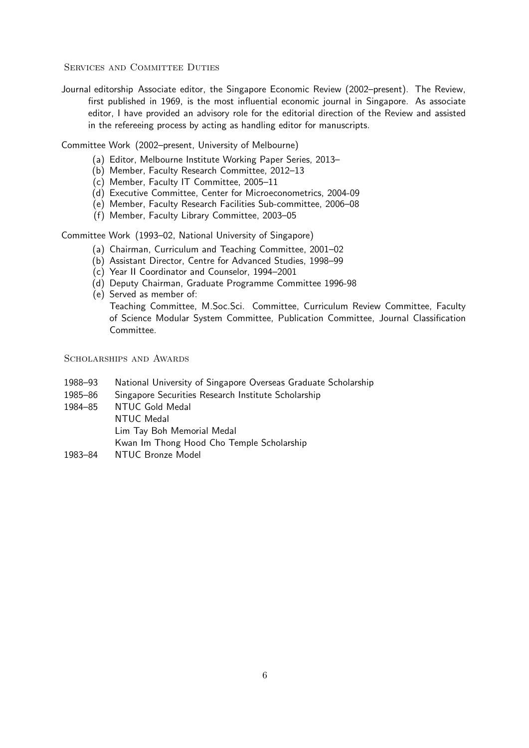## Services and Committee Duties

Journal editorship Associate editor, the Singapore Economic Review (2002–present). The Review, first published in 1969, is the most influential economic journal in Singapore. As associate editor, I have provided an advisory role for the editorial direction of the Review and assisted in the refereeing process by acting as handling editor for manuscripts.

Committee Work (2002–present, University of Melbourne)

(a) Editor, Melbourne Institute Working Paper Series, 2013–
(b) Member, Faculty Research Committee, 2012–13
(c) Member, Faculty IT Committee, 2005–11
(d) Executive Committee, Center for Microeconometrics, 2004-09
(e) Member, Faculty Research Facilities Sub-committee, 2006–08
(f) Member, Faculty Library Committee, 2003–05

Committee Work (1993–02, National University of Singapore)

(a) Chairman, Curriculum and Teaching Committee, 2001–02
(b) Assistant Director, Centre for Advanced Studies, 1998–99
(c) Year II Coordinator and Counselor, 1994–2001
(d) Deputy Chairman, Graduate Programme Committee 1996-98
(e) Served as member of:
Teaching Committee, M.Soc.Sci. Committee, Curriculum Review Committee, Faculty of Science Modular System Committee, Publication Committee, Journal Classification Committee.

## Scholarships and Awards

| | |
|---|---|
| 1988–93 | National University of Singapore Overseas Graduate Scholarship |
| 1985–86 | Singapore Securities Research Institute Scholarship |
| 1984–85 | NTUC Gold Medal |
| | NTUC Medal |
| | Lim Tay Boh Memorial Medal |
| | Kwan Im Thong Hood Cho Temple Scholarship |
| 1983–84 | NTUC Bronze Model |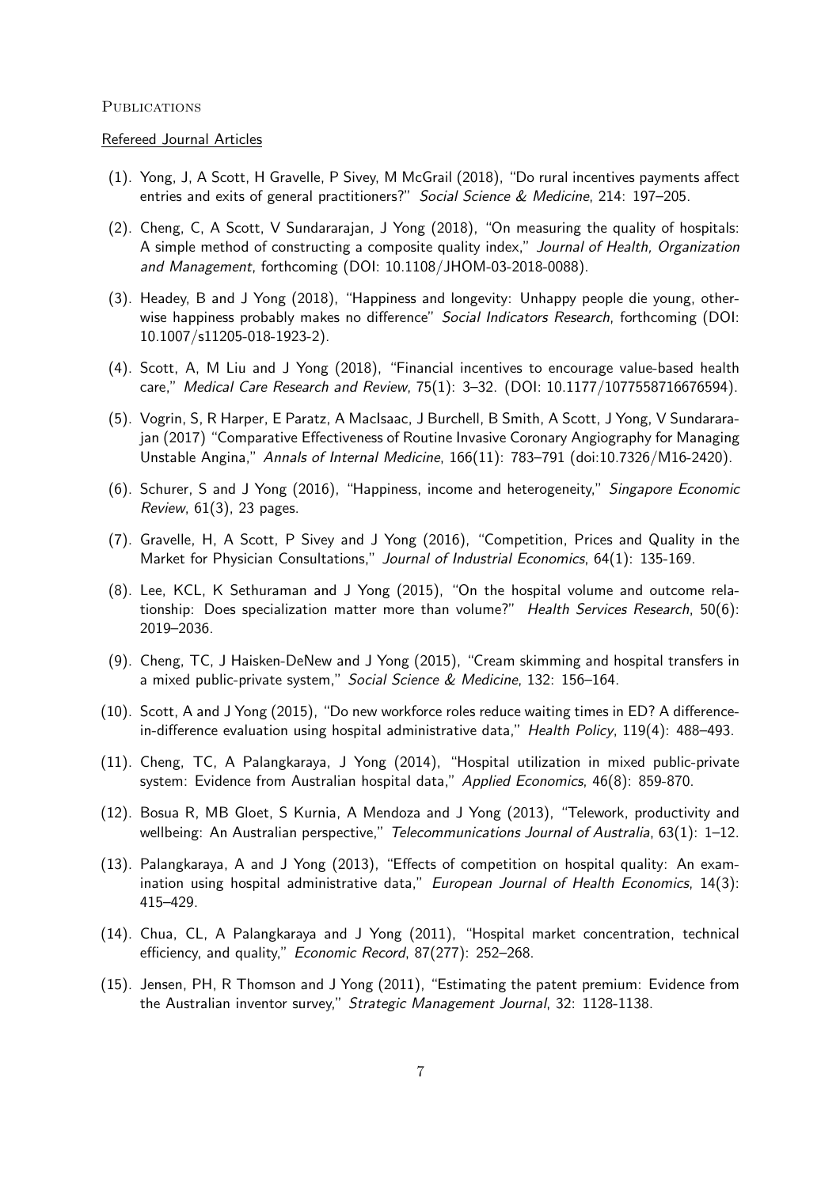## Publications

### Refereed Journal Articles

(1). Yong, J, A Scott, H Gravelle, P Sivey, M McGrail (2018), "Do rural incentives payments affect entries and exits of general practitioners?" *Social Science & Medicine*, 214: 197–205.

(2). Cheng, C, A Scott, V Sundararajan, J Yong (2018), "On measuring the quality of hospitals: A simple method of constructing a composite quality index," *Journal of Health, Organization and Management*, forthcoming (DOI: 10.1108/JHOM-03-2018-0088).

(3). Headey, B and J Yong (2018), "Happiness and longevity: Unhappy people die young, otherwise happiness probably makes no difference" *Social Indicators Research*, forthcoming (DOI: 10.1007/s11205-018-1923-2).

(4). Scott, A, M Liu and J Yong (2018), "Financial incentives to encourage value-based health care," *Medical Care Research and Review*, 75(1): 3–32. (DOI: 10.1177/1077558716676594).

(5). Vogrin, S, R Harper, E Paratz, A MacIsaac, J Burchell, B Smith, A Scott, J Yong, V Sundararajan (2017) "Comparative Effectiveness of Routine Invasive Coronary Angiography for Managing Unstable Angina," *Annals of Internal Medicine*, 166(11): 783–791 (doi:10.7326/M16-2420).

(6). Schurer, S and J Yong (2016), "Happiness, income and heterogeneity," *Singapore Economic Review*, 61(3), 23 pages.

(7). Gravelle, H, A Scott, P Sivey and J Yong (2016), "Competition, Prices and Quality in the Market for Physician Consultations," *Journal of Industrial Economics*, 64(1): 135-169.

(8). Lee, KCL, K Sethuraman and J Yong (2015), "On the hospital volume and outcome relationship: Does specialization matter more than volume?" *Health Services Research*, 50(6): 2019–2036.

(9). Cheng, TC, J Haisken-DeNew and J Yong (2015), "Cream skimming and hospital transfers in a mixed public-private system," *Social Science & Medicine*, 132: 156–164.

(10). Scott, A and J Yong (2015), "Do new workforce roles reduce waiting times in ED? A difference-in-difference evaluation using hospital administrative data," *Health Policy*, 119(4): 488–493.

(11). Cheng, TC, A Palangkaraya, J Yong (2014), "Hospital utilization in mixed public-private system: Evidence from Australian hospital data," *Applied Economics*, 46(8): 859-870.

(12). Bosua R, MB Gloet, S Kurnia, A Mendoza and J Yong (2013), "Telework, productivity and wellbeing: An Australian perspective," *Telecommunications Journal of Australia*, 63(1): 1–12.

(13). Palangkaraya, A and J Yong (2013), "Effects of competition on hospital quality: An examination using hospital administrative data," *European Journal of Health Economics*, 14(3): 415–429.

(14). Chua, CL, A Palangkaraya and J Yong (2011), "Hospital market concentration, technical efficiency, and quality," *Economic Record*, 87(277): 252–268.

(15). Jensen, PH, R Thomson and J Yong (2011), "Estimating the patent premium: Evidence from the Australian inventor survey," *Strategic Management Journal*, 32: 1128-1138.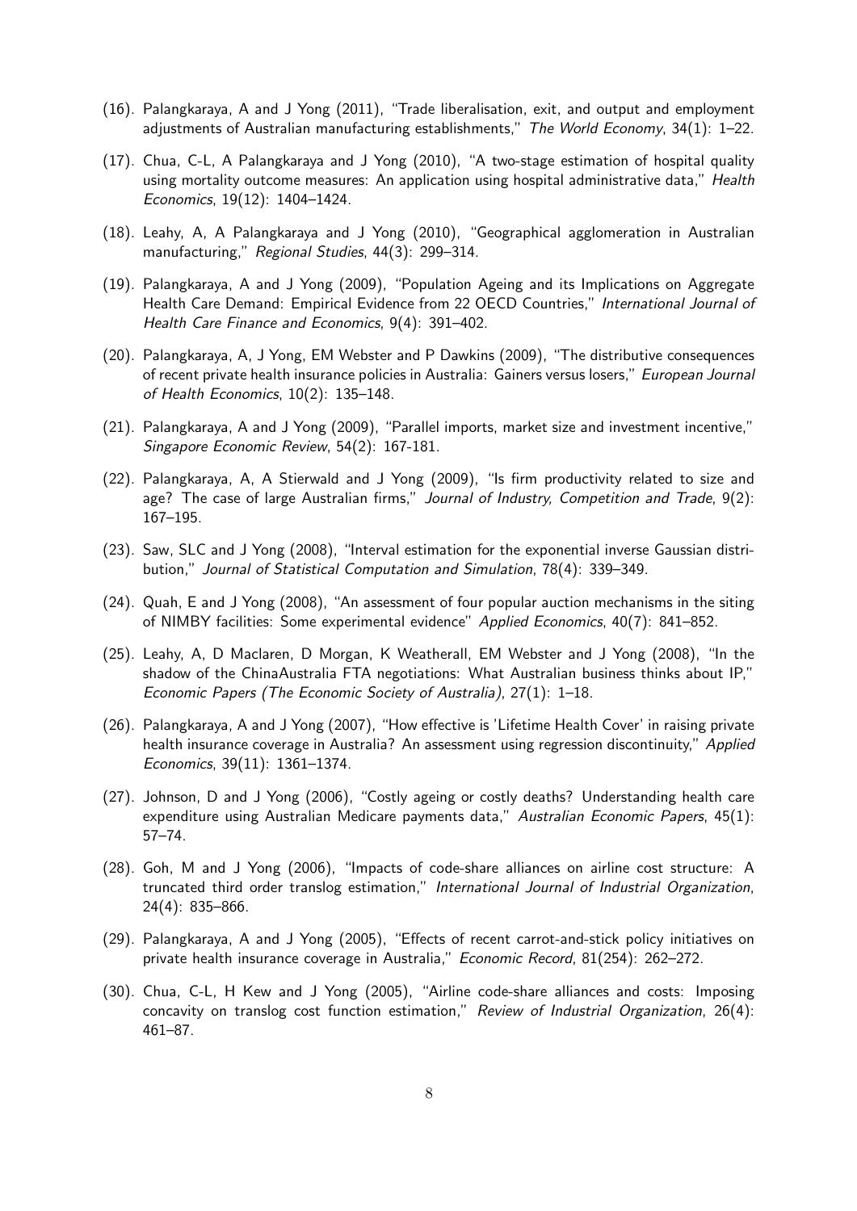(16). Palangkaraya, A and J Yong (2011), "Trade liberalisation, exit, and output and employment adjustments of Australian manufacturing establishments," *The World Economy*, 34(1): 1–22.

(17). Chua, C-L, A Palangkaraya and J Yong (2010), "A two-stage estimation of hospital quality using mortality outcome measures: An application using hospital administrative data," *Health Economics*, 19(12): 1404–1424.

(18). Leahy, A, A Palangkaraya and J Yong (2010), "Geographical agglomeration in Australian manufacturing," *Regional Studies*, 44(3): 299–314.

(19). Palangkaraya, A and J Yong (2009), "Population Ageing and its Implications on Aggregate Health Care Demand: Empirical Evidence from 22 OECD Countries," *International Journal of Health Care Finance and Economics*, 9(4): 391–402.

(20). Palangkaraya, A, J Yong, EM Webster and P Dawkins (2009), "The distributive consequences of recent private health insurance policies in Australia: Gainers versus losers," *European Journal of Health Economics*, 10(2): 135–148.

(21). Palangkaraya, A and J Yong (2009), "Parallel imports, market size and investment incentive," *Singapore Economic Review*, 54(2): 167-181.

(22). Palangkaraya, A, A Stierwald and J Yong (2009), "Is firm productivity related to size and age? The case of large Australian firms," *Journal of Industry, Competition and Trade*, 9(2): 167–195.

(23). Saw, SLC and J Yong (2008), "Interval estimation for the exponential inverse Gaussian distribution," *Journal of Statistical Computation and Simulation*, 78(4): 339–349.

(24). Quah, E and J Yong (2008), "An assessment of four popular auction mechanisms in the siting of NIMBY facilities: Some experimental evidence" *Applied Economics*, 40(7): 841–852.

(25). Leahy, A, D Maclaren, D Morgan, K Weatherall, EM Webster and J Yong (2008), "In the shadow of the ChinaAustralia FTA negotiations: What Australian business thinks about IP," *Economic Papers (The Economic Society of Australia)*, 27(1): 1–18.

(26). Palangkaraya, A and J Yong (2007), "How effective is 'Lifetime Health Cover' in raising private health insurance coverage in Australia? An assessment using regression discontinuity," *Applied Economics*, 39(11): 1361–1374.

(27). Johnson, D and J Yong (2006), "Costly ageing or costly deaths? Understanding health care expenditure using Australian Medicare payments data," *Australian Economic Papers*, 45(1): 57–74.

(28). Goh, M and J Yong (2006), "Impacts of code-share alliances on airline cost structure: A truncated third order translog estimation," *International Journal of Industrial Organization*, 24(4): 835–866.

(29). Palangkaraya, A and J Yong (2005), "Effects of recent carrot-and-stick policy initiatives on private health insurance coverage in Australia," *Economic Record*, 81(254): 262–272.

(30). Chua, C-L, H Kew and J Yong (2005), "Airline code-share alliances and costs: Imposing concavity on translog cost function estimation," *Review of Industrial Organization*, 26(4): 461–87.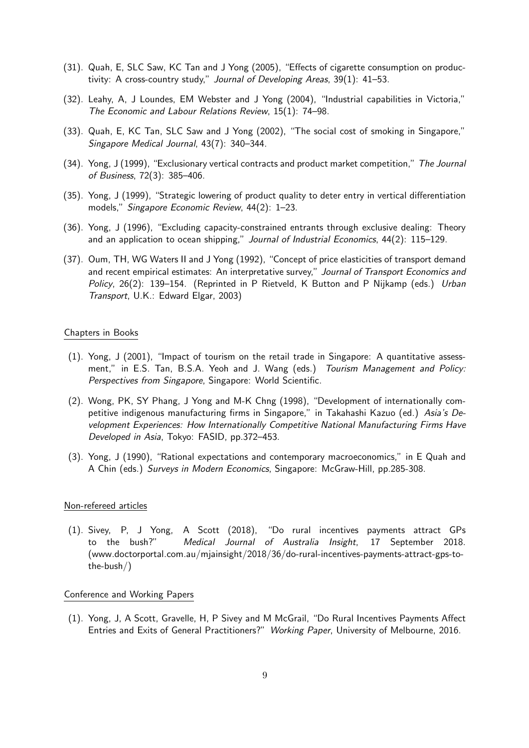(31). Quah, E, SLC Saw, KC Tan and J Yong (2005), "Effects of cigarette consumption on productivity: A cross-country study," *Journal of Developing Areas*, 39(1): 41–53.

(32). Leahy, A, J Loundes, EM Webster and J Yong (2004), "Industrial capabilities in Victoria," *The Economic and Labour Relations Review*, 15(1): 74–98.

(33). Quah, E, KC Tan, SLC Saw and J Yong (2002), "The social cost of smoking in Singapore," *Singapore Medical Journal*, 43(7): 340–344.

(34). Yong, J (1999), "Exclusionary vertical contracts and product market competition," *The Journal of Business*, 72(3): 385–406.

(35). Yong, J (1999), "Strategic lowering of product quality to deter entry in vertical differentiation models," *Singapore Economic Review*, 44(2): 1–23.

(36). Yong, J (1996), "Excluding capacity-constrained entrants through exclusive dealing: Theory and an application to ocean shipping," *Journal of Industrial Economics*, 44(2): 115–129.

(37). Oum, TH, WG Waters II and J Yong (1992), "Concept of price elasticities of transport demand and recent empirical estimates: An interpretative survey," *Journal of Transport Economics and Policy*, 26(2): 139–154. (Reprinted in P Rietveld, K Button and P Nijkamp (eds.) *Urban Transport*, U.K.: Edward Elgar, 2003)

Chapters in Books

(1). Yong, J (2001), "Impact of tourism on the retail trade in Singapore: A quantitative assessment," in E.S. Tan, B.S.A. Yeoh and J. Wang (eds.) *Tourism Management and Policy: Perspectives from Singapore*, Singapore: World Scientific.

(2). Wong, PK, SY Phang, J Yong and M-K Chng (1998), "Development of internationally competitive indigenous manufacturing firms in Singapore," in Takahashi Kazuo (ed.) *Asia's Development Experiences: How Internationally Competitive National Manufacturing Firms Have Developed in Asia*, Tokyo: FASID, pp.372–453.

(3). Yong, J (1990), "Rational expectations and contemporary macroeconomics," in E Quah and A Chin (eds.) *Surveys in Modern Economics*, Singapore: McGraw-Hill, pp.285-308.

Non-refereed articles

(1). Sivey, P, J Yong, A Scott (2018), "Do rural incentives payments attract GPs to the bush?" *Medical Journal of Australia Insight*, 17 September 2018. (www.doctorportal.com.au/mjainsight/2018/36/do-rural-incentives-payments-attract-gps-to-the-bush/)

Conference and Working Papers

(1). Yong, J, A Scott, Gravelle, H, P Sivey and M McGrail, "Do Rural Incentives Payments Affect Entries and Exits of General Practitioners?" *Working Paper*, University of Melbourne, 2016.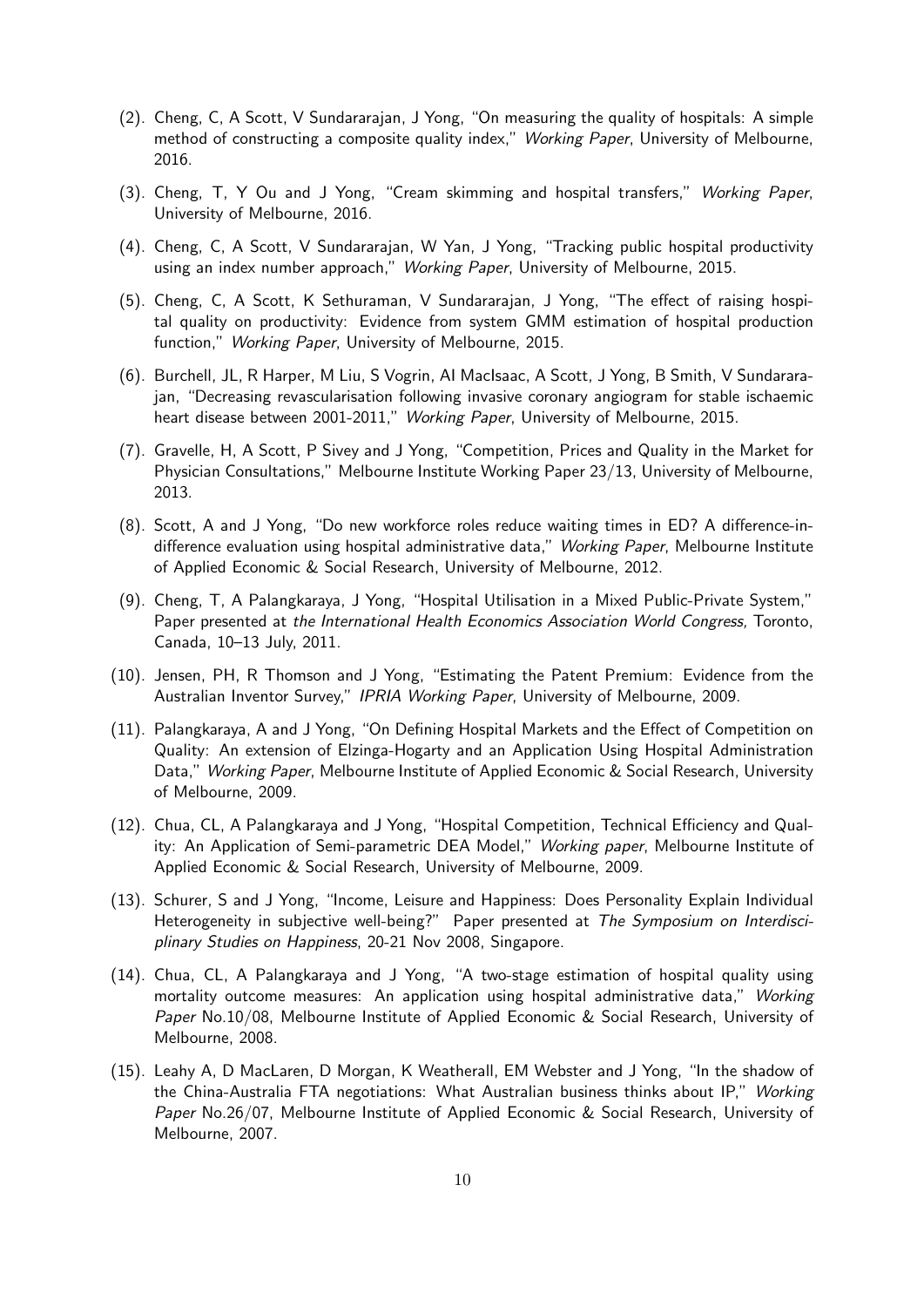(2). Cheng, C, A Scott, V Sundararajan, J Yong, "On measuring the quality of hospitals: A simple method of constructing a composite quality index," *Working Paper*, University of Melbourne, 2016.

(3). Cheng, T, Y Ou and J Yong, "Cream skimming and hospital transfers," *Working Paper*, University of Melbourne, 2016.

(4). Cheng, C, A Scott, V Sundararajan, W Yan, J Yong, "Tracking public hospital productivity using an index number approach," *Working Paper*, University of Melbourne, 2015.

(5). Cheng, C, A Scott, K Sethuraman, V Sundararajan, J Yong, "The effect of raising hospital quality on productivity: Evidence from system GMM estimation of hospital production function," *Working Paper*, University of Melbourne, 2015.

(6). Burchell, JL, R Harper, M Liu, S Vogrin, AI MacIsaac, A Scott, J Yong, B Smith, V Sundararajan, "Decreasing revascularisation following invasive coronary angiogram for stable ischaemic heart disease between 2001-2011," *Working Paper*, University of Melbourne, 2015.

(7). Gravelle, H, A Scott, P Sivey and J Yong, "Competition, Prices and Quality in the Market for Physician Consultations," Melbourne Institute Working Paper 23/13, University of Melbourne, 2013.

(8). Scott, A and J Yong, "Do new workforce roles reduce waiting times in ED? A difference-in-difference evaluation using hospital administrative data," *Working Paper*, Melbourne Institute of Applied Economic & Social Research, University of Melbourne, 2012.

(9). Cheng, T, A Palangkaraya, J Yong, "Hospital Utilisation in a Mixed Public-Private System," Paper presented at *the International Health Economics Association World Congress,* Toronto, Canada, 10–13 July, 2011.

(10). Jensen, PH, R Thomson and J Yong, "Estimating the Patent Premium: Evidence from the Australian Inventor Survey," *IPRIA Working Paper*, University of Melbourne, 2009.

(11). Palangkaraya, A and J Yong, "On Defining Hospital Markets and the Effect of Competition on Quality: An extension of Elzinga-Hogarty and an Application Using Hospital Administration Data," *Working Paper*, Melbourne Institute of Applied Economic & Social Research, University of Melbourne, 2009.

(12). Chua, CL, A Palangkaraya and J Yong, "Hospital Competition, Technical Efficiency and Quality: An Application of Semi-parametric DEA Model," *Working paper*, Melbourne Institute of Applied Economic & Social Research, University of Melbourne, 2009.

(13). Schurer, S and J Yong, "Income, Leisure and Happiness: Does Personality Explain Individual Heterogeneity in subjective well-being?" Paper presented at *The Symposium on Interdisciplinary Studies on Happiness*, 20-21 Nov 2008, Singapore.

(14). Chua, CL, A Palangkaraya and J Yong, "A two-stage estimation of hospital quality using mortality outcome measures: An application using hospital administrative data," *Working Paper* No.10/08, Melbourne Institute of Applied Economic & Social Research, University of Melbourne, 2008.

(15). Leahy A, D MacLaren, D Morgan, K Weatherall, EM Webster and J Yong, "In the shadow of the China-Australia FTA negotiations: What Australian business thinks about IP," *Working Paper* No.26/07, Melbourne Institute of Applied Economic & Social Research, University of Melbourne, 2007.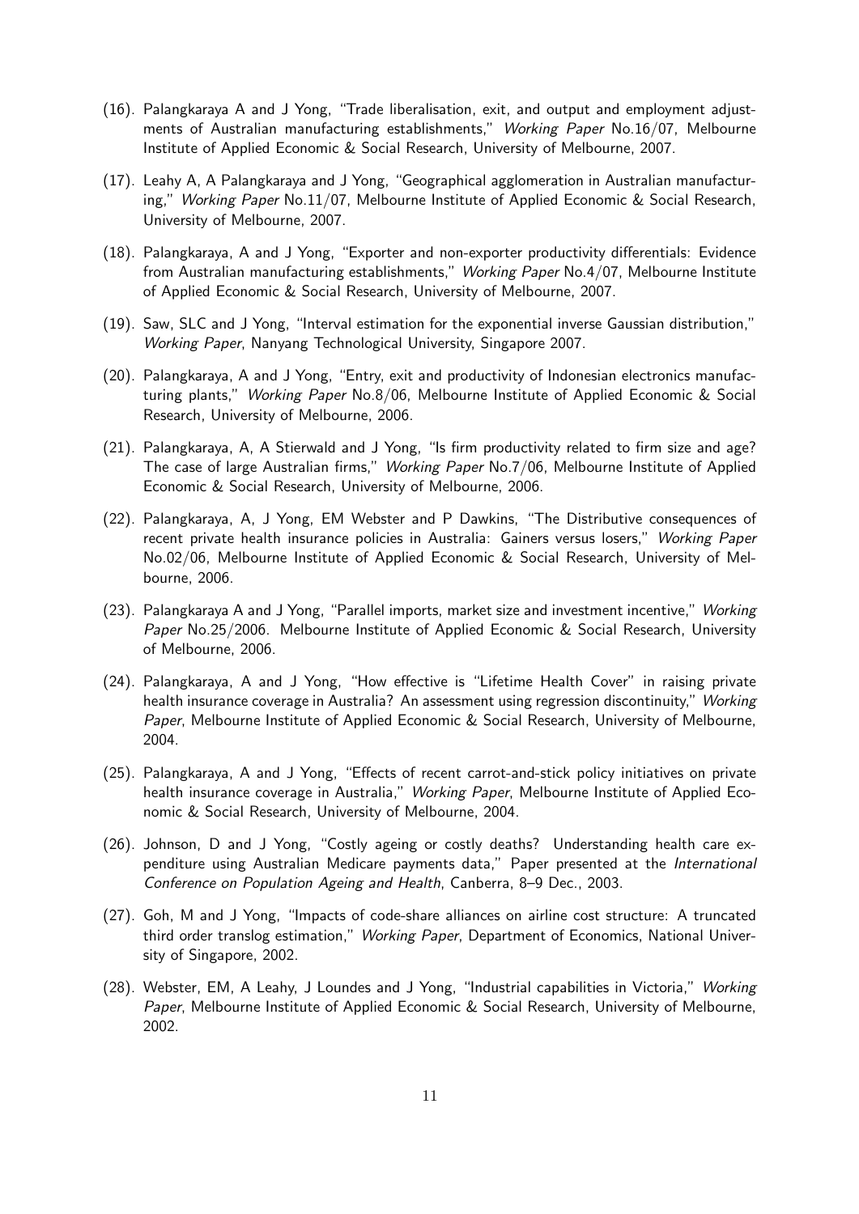(16). Palangkaraya A and J Yong, "Trade liberalisation, exit, and output and employment adjustments of Australian manufacturing establishments," *Working Paper* No.16/07, Melbourne Institute of Applied Economic & Social Research, University of Melbourne, 2007.

(17). Leahy A, A Palangkaraya and J Yong, "Geographical agglomeration in Australian manufacturing," *Working Paper* No.11/07, Melbourne Institute of Applied Economic & Social Research, University of Melbourne, 2007.

(18). Palangkaraya, A and J Yong, "Exporter and non-exporter productivity differentials: Evidence from Australian manufacturing establishments," *Working Paper* No.4/07, Melbourne Institute of Applied Economic & Social Research, University of Melbourne, 2007.

(19). Saw, SLC and J Yong, "Interval estimation for the exponential inverse Gaussian distribution," *Working Paper*, Nanyang Technological University, Singapore 2007.

(20). Palangkaraya, A and J Yong, "Entry, exit and productivity of Indonesian electronics manufacturing plants," *Working Paper* No.8/06, Melbourne Institute of Applied Economic & Social Research, University of Melbourne, 2006.

(21). Palangkaraya, A, A Stierwald and J Yong, "Is firm productivity related to firm size and age? The case of large Australian firms," *Working Paper* No.7/06, Melbourne Institute of Applied Economic & Social Research, University of Melbourne, 2006.

(22). Palangkaraya, A, J Yong, EM Webster and P Dawkins, "The Distributive consequences of recent private health insurance policies in Australia: Gainers versus losers," *Working Paper* No.02/06, Melbourne Institute of Applied Economic & Social Research, University of Melbourne, 2006.

(23). Palangkaraya A and J Yong, "Parallel imports, market size and investment incentive," *Working Paper* No.25/2006. Melbourne Institute of Applied Economic & Social Research, University of Melbourne, 2006.

(24). Palangkaraya, A and J Yong, "How effective is "Lifetime Health Cover" in raising private health insurance coverage in Australia? An assessment using regression discontinuity," *Working Paper*, Melbourne Institute of Applied Economic & Social Research, University of Melbourne, 2004.

(25). Palangkaraya, A and J Yong, "Effects of recent carrot-and-stick policy initiatives on private health insurance coverage in Australia," *Working Paper*, Melbourne Institute of Applied Economic & Social Research, University of Melbourne, 2004.

(26). Johnson, D and J Yong, "Costly ageing or costly deaths? Understanding health care expenditure using Australian Medicare payments data," Paper presented at the *International Conference on Population Ageing and Health*, Canberra, 8–9 Dec., 2003.

(27). Goh, M and J Yong, "Impacts of code-share alliances on airline cost structure: A truncated third order translog estimation," *Working Paper*, Department of Economics, National University of Singapore, 2002.

(28). Webster, EM, A Leahy, J Loundes and J Yong, "Industrial capabilities in Victoria," *Working Paper*, Melbourne Institute of Applied Economic & Social Research, University of Melbourne, 2002.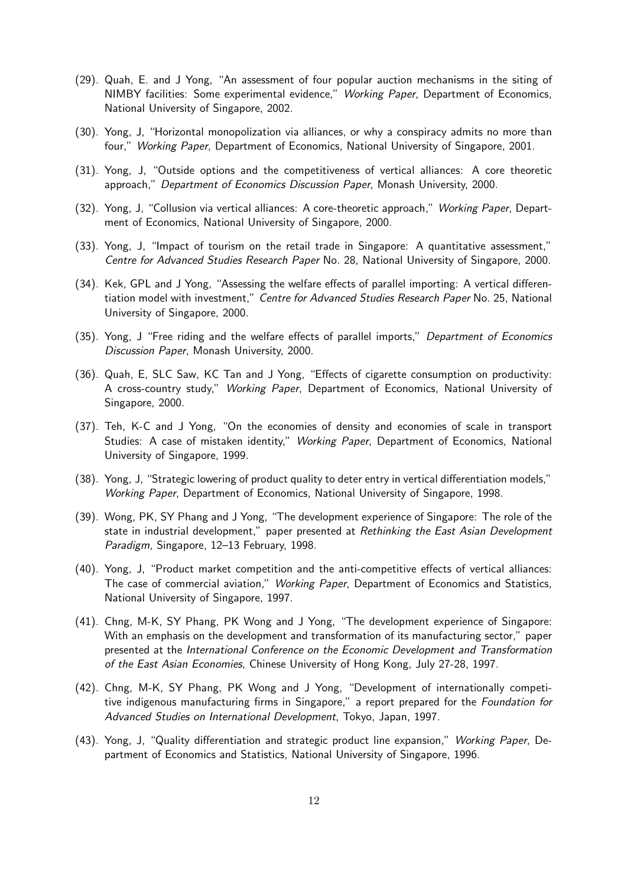(29). Quah, E. and J Yong, "An assessment of four popular auction mechanisms in the siting of NIMBY facilities: Some experimental evidence," *Working Paper*, Department of Economics, National University of Singapore, 2002.

(30). Yong, J, "Horizontal monopolization via alliances, or why a conspiracy admits no more than four," *Working Paper*, Department of Economics, National University of Singapore, 2001.

(31). Yong, J, "Outside options and the competitiveness of vertical alliances: A core theoretic approach," *Department of Economics Discussion Paper*, Monash University, 2000.

(32). Yong, J, "Collusion via vertical alliances: A core-theoretic approach," *Working Paper*, Department of Economics, National University of Singapore, 2000.

(33). Yong, J, "Impact of tourism on the retail trade in Singapore: A quantitative assessment," *Centre for Advanced Studies Research Paper* No. 28, National University of Singapore, 2000.

(34). Kek, GPL and J Yong, "Assessing the welfare effects of parallel importing: A vertical differentiation model with investment," *Centre for Advanced Studies Research Paper* No. 25, National University of Singapore, 2000.

(35). Yong, J "Free riding and the welfare effects of parallel imports," *Department of Economics Discussion Paper*, Monash University, 2000.

(36). Quah, E, SLC Saw, KC Tan and J Yong, "Effects of cigarette consumption on productivity: A cross-country study," *Working Paper*, Department of Economics, National University of Singapore, 2000.

(37). Teh, K-C and J Yong, "On the economies of density and economies of scale in transport Studies: A case of mistaken identity," *Working Paper*, Department of Economics, National University of Singapore, 1999.

(38). Yong, J, "Strategic lowering of product quality to deter entry in vertical differentiation models," *Working Paper*, Department of Economics, National University of Singapore, 1998.

(39). Wong, PK, SY Phang and J Yong, "The development experience of Singapore: The role of the state in industrial development," paper presented at *Rethinking the East Asian Development Paradigm*, Singapore, 12–13 February, 1998.

(40). Yong, J, "Product market competition and the anti-competitive effects of vertical alliances: The case of commercial aviation," *Working Paper*, Department of Economics and Statistics, National University of Singapore, 1997.

(41). Chng, M-K, SY Phang, PK Wong and J Yong, "The development experience of Singapore: With an emphasis on the development and transformation of its manufacturing sector," paper presented at the *International Conference on the Economic Development and Transformation of the East Asian Economies*, Chinese University of Hong Kong, July 27-28, 1997.

(42). Chng, M-K, SY Phang, PK Wong and J Yong, "Development of internationally competitive indigenous manufacturing firms in Singapore," a report prepared for the *Foundation for Advanced Studies on International Development*, Tokyo, Japan, 1997.

(43). Yong, J, "Quality differentiation and strategic product line expansion," *Working Paper*, Department of Economics and Statistics, National University of Singapore, 1996.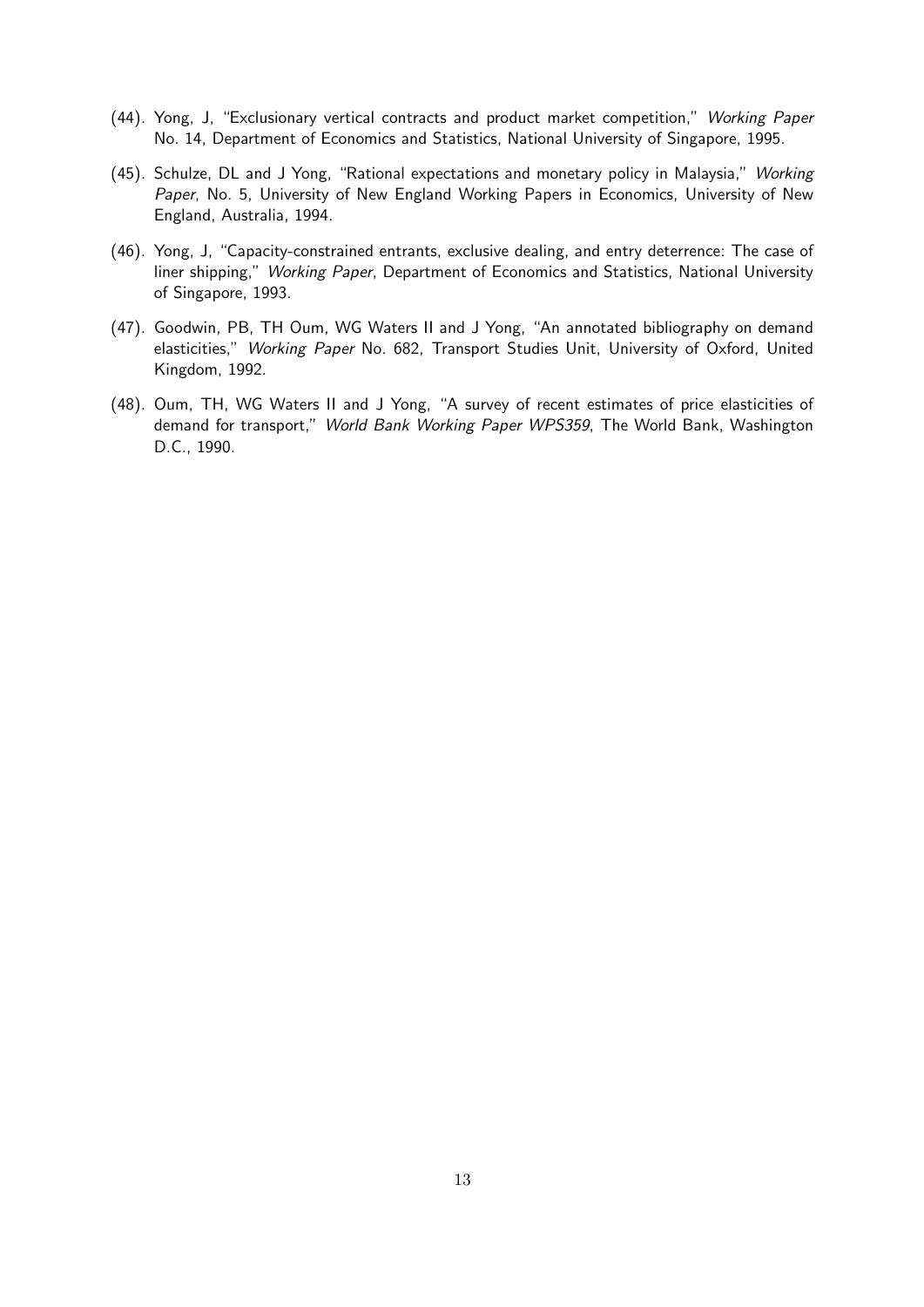(44). Yong, J, "Exclusionary vertical contracts and product market competition," *Working Paper* No. 14, Department of Economics and Statistics, National University of Singapore, 1995.

(45). Schulze, DL and J Yong, "Rational expectations and monetary policy in Malaysia," *Working Paper*, No. 5, University of New England Working Papers in Economics, University of New England, Australia, 1994.

(46). Yong, J, "Capacity-constrained entrants, exclusive dealing, and entry deterrence: The case of liner shipping," *Working Paper*, Department of Economics and Statistics, National University of Singapore, 1993.

(47). Goodwin, PB, TH Oum, WG Waters II and J Yong, "An annotated bibliography on demand elasticities," *Working Paper* No. 682, Transport Studies Unit, University of Oxford, United Kingdom, 1992.

(48). Oum, TH, WG Waters II and J Yong, "A survey of recent estimates of price elasticities of demand for transport," *World Bank Working Paper WPS359*, The World Bank, Washington D.C., 1990.